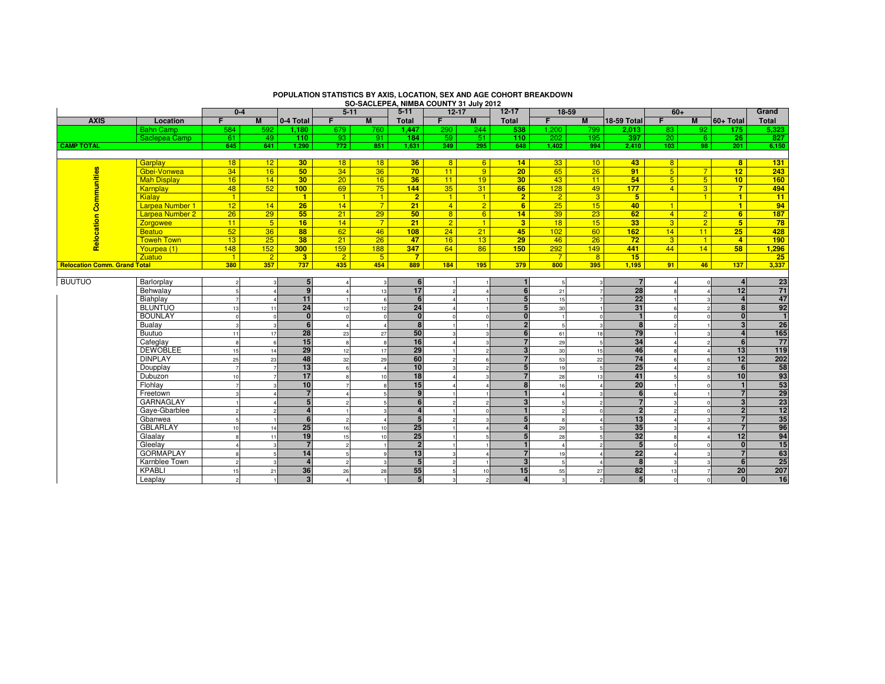# POPULATION STATISTICS BY AXIS, LOCATION, SEX AND AGE COHORT BREAKDOWN

## SO-SACLEPEA, NIMBA COUNTY 31 July 2012

| | | 0-4 | | | 5-11 | | 5-11 | 12-17 | | 12-17 | 18-59 | | | 60+ | | | Grand |
|---|---|---|---|---|---|---|---|---|---|---|---|---|---|---|---|---|---|
| AXIS | Location | F | M | 0-4 Total | F | M | Total | F | M | Total | F | M | 18-59 Total | F | M | 60+ Total | Total |
| | Bahn Camp | 584 | 592 | 1,180 | 679 | 760 | 1,447 | 290 | 244 | 538 | 1,200 | 799 | 2,013 | 83 | 92 | 175 | 5,323 |
| | Saclepea Camp | 61 | 49 | 110 | 93 | 91 | 184 | 59 | 51 | 110 | 202 | 195 | 397 | 20 | 6 | 26 | 827 |
| CAMP TOTAL | | 645 | 641 | 1,290 | 772 | 851 | 1,631 | 349 | 295 | 648 | 1,402 | 994 | 2,410 | 103 | 98 | 201 | 6,150 |
| Relocation Communities | Garplay | 18 | 12 | 30 | 18 | 18 | 36 | 8 | 6 | 14 | 33 | 10 | 43 | 8 | | 8 | 131 |
| | Gbei-Vonwea | 34 | 16 | 50 | 34 | 36 | 70 | 11 | 9 | 20 | 65 | 26 | 91 | 5 | 7 | 12 | 243 |
| | Mah Display | 16 | 14 | 30 | 20 | 16 | 36 | 11 | 19 | 30 | 43 | 11 | 54 | 5 | 5 | 10 | 160 |
| | Karnplay | 48 | 52 | 100 | 69 | 75 | 144 | 35 | 31 | 66 | 128 | 49 | 177 | 4 | 3 | 7 | 494 |
| | Kialay | 1 | | 1 | 1 | 1 | 2 | 1 | 1 | 2 | 2 | 3 | 5 | | 1 | 1 | 11 |
| | Larpea Number 1 | 12 | 14 | 26 | 14 | 7 | 21 | 4 | 2 | 6 | 25 | 15 | 40 | 1 | | 1 | 94 |
| | Larpea Number 2 | 26 | 29 | 55 | 21 | 29 | 50 | 8 | 6 | 14 | 39 | 23 | 62 | 4 | 2 | 6 | 187 |
| | Zorgowee | 11 | 5 | 16 | 14 | 7 | 21 | 2 | 1 | 3 | 18 | 15 | 33 | 3 | 2 | 5 | 78 |
| | Beatuo | 52 | 36 | 88 | 62 | 46 | 108 | 24 | 21 | 45 | 102 | 60 | 162 | 14 | 11 | 25 | 428 |
| | Toweh Town | 13 | 25 | 38 | 21 | 26 | 47 | 16 | 13 | 29 | 46 | 26 | 72 | 3 | 1 | 4 | 190 |
| | Yourpea (1) | 148 | 152 | 300 | 159 | 188 | 347 | 64 | 86 | 150 | 292 | 149 | 441 | 44 | 14 | 58 | 1,296 |
| | Zuatuo | 1 | 2 | 3 | 2 | 5 | 7 | | | | 7 | 8 | 15 | | | | 25 |
| Relocation Comm. Grand Total | | 380 | 357 | 737 | 435 | 454 | 889 | 184 | 195 | 379 | 800 | 395 | 1,195 | 91 | 46 | 137 | 3,337 |
| BUUTUO | Barlorplay | 2 | 3 | 5 | 4 | 3 | 6 | 1 | 1 | 1 | 5 | 3 | 7 | 4 | 0 | 4 | 23 |
| | Behwalay | 5 | 4 | 9 | 4 | 13 | 17 | 2 | 4 | 6 | 21 | 7 | 28 | 8 | 4 | 12 | 71 |
| | Biahplay | 7 | 4 | 11 | 1 | 6 | 6 | 4 | 1 | 5 | 15 | 7 | 22 | 1 | 3 | 4 | 47 |
| | BLUNTUO | 13 | 11 | 24 | 12 | 12 | 24 | 4 | 1 | 5 | 30 | 1 | 31 | 6 | 2 | 8 | 92 |
| | BOUNLAY | 0 | 0 | 0 | 0 | 0 | 0 | 0 | 0 | 0 | 1 | 0 | 1 | 0 | 0 | 0 | 1 |
| | Bualay | 3 | 3 | 6 | 4 | 4 | 8 | 1 | 1 | 2 | 5 | 3 | 8 | 2 | 1 | 3 | 26 |
| | Buutuo | 11 | 17 | 28 | 23 | 27 | 50 | 3 | 3 | 6 | 61 | 18 | 79 | 1 | 3 | 4 | 165 |
| | Cafeglay | 8 | 6 | 15 | 8 | 8 | 16 | 4 | 3 | 7 | 29 | 5 | 34 | 4 | 2 | 6 | 77 |
| | DEWOBLEE | 15 | 14 | 29 | 12 | 17 | 29 | 1 | 2 | 3 | 30 | 15 | 46 | 8 | 4 | 13 | 119 |
| | DINPLAY | 25 | 23 | 48 | 32 | 29 | 60 | 2 | 6 | 7 | 53 | 22 | 74 | 6 | 6 | 12 | 202 |
| | Doupplay | 7 | 7 | 13 | 6 | 4 | 10 | 3 | 2 | 5 | 19 | 5 | 25 | 4 | 2 | 6 | 58 |
| | Dubuzon | 10 | 7 | 17 | 8 | 10 | 18 | 4 | 3 | 7 | 28 | 13 | 41 | 5 | 5 | 10 | 93 |
| | Flohlay | 7 | 3 | 10 | 7 | 8 | 15 | 4 | 4 | 8 | 16 | 4 | 20 | 1 | 0 | 1 | 53 |
| | Freetown | 3 | 4 | 7 | 4 | 5 | 9 | 1 | 1 | 1 | 4 | 3 | 6 | 6 | 1 | 7 | 29 |
| | GARNAGLAY | 1 | 4 | 5 | 2 | 5 | 6 | 2 | 2 | 3 | 5 | 2 | 7 | 3 | 0 | 3 | 23 |
| | Gaye-Gbarblee | 2 | 2 | 4 | 1 | 3 | 4 | 1 | 0 | 1 | 2 | 0 | 2 | 2 | 0 | 2 | 12 |
| | Gbanwea | 5 | 1 | 6 | 2 | 4 | 5 | 2 | 3 | 5 | 8 | 4 | 13 | 4 | 3 | 7 | 35 |
| | GBLARLAY | 10 | 14 | 25 | 16 | 10 | 25 | 1 | 4 | 4 | 29 | 5 | 35 | 3 | 4 | 7 | 96 |
| | Glaalay | 8 | 11 | 19 | 15 | 10 | 25 | 1 | 5 | 5 | 28 | 5 | 32 | 8 | 4 | 12 | 94 |
| | Gleelay | 4 | 3 | 7 | 2 | 1 | 2 | 1 | 1 | 1 | 4 | 2 | 5 | 0 | 0 | 0 | 15 |
| | GORMAPLAY | 8 | 5 | 14 | 5 | 9 | 13 | 3 | 4 | 7 | 19 | 4 | 22 | 4 | 3 | 7 | 63 |
| | Karnblee Town | 2 | 3 | 4 | 2 | 3 | 5 | 2 | 1 | 3 | 5 | 4 | 8 | 3 | 3 | 6 | 25 |
| | KPABLI | 15 | 21 | 36 | 26 | 28 | 55 | 5 | 10 | 15 | 55 | 27 | 82 | 13 | 7 | 20 | 207 |
| | Leaplay | 2 | 1 | 3 | 4 | 1 | 5 | 3 | 2 | 4 | 3 | 2 | 5 | 0 | 0 | 0 | 16 |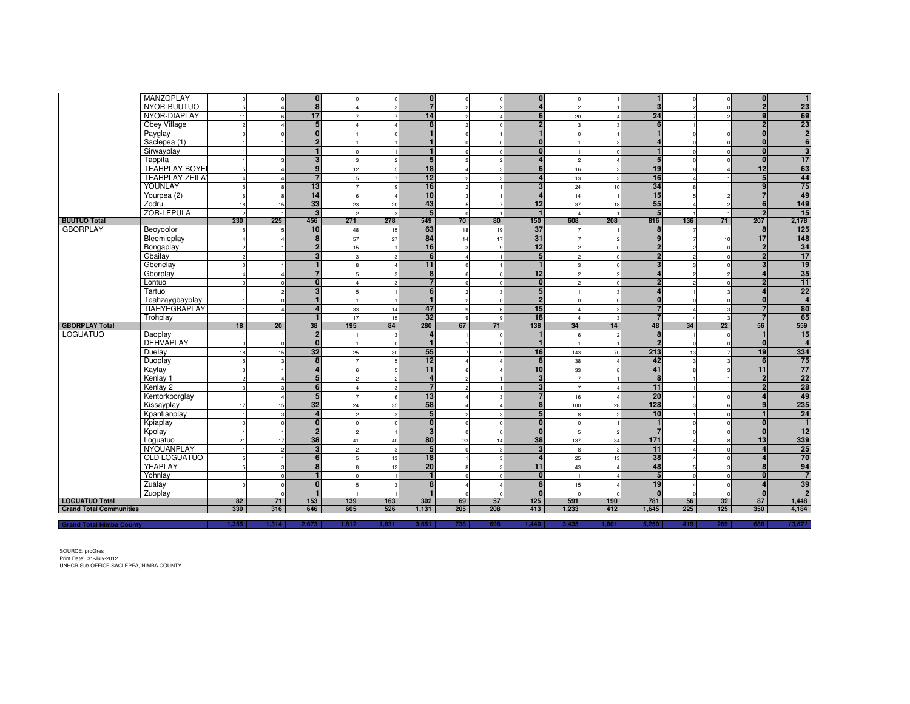| | | | | | | | | | | | | | | | | | |
|---|---|---|---|---|---|---|---|---|---|---|---|---|---|---|---|---|---|
| | MANZOPLAY | 0 | 0 | **0** | 0 | 0 | **0** | 0 | 0 | **0** | 0 | 1 | **1** | 0 | 0 | **0** | **1** |
| | NYOR-BUUTUO | 5 | 4 | **8** | 4 | 3 | **7** | 2 | 2 | **4** | 2 | 1 | **3** | 2 | 0 | **2** | **23** |
| | NYOR-DIAPLAY | 11 | 6 | **17** | 7 | 7 | **14** | 2 | 4 | **6** | 20 | 4 | **24** | 7 | 2 | **9** | **69** |
| | Obey Village | 2 | 4 | **5** | 4 | 4 | **8** | 2 | 0 | **2** | 3 | 3 | **6** | 1 | 1 | **2** | **23** |
| | Payglay | 0 | 0 | **0** | 1 | 0 | **1** | 0 | 1 | **1** | 0 | 1 | **1** | 0 | 0 | **0** | **2** |
| | Saclepea (1) | 1 | 1 | **2** | 1 | 1 | **1** | 0 | 0 | **0** | 1 | 3 | **4** | 0 | 0 | **0** | **6** |
| | Sirwayplay | 1 | 1 | **1** | 0 | 1 | **1** | 0 | 0 | **0** | 1 | 0 | **1** | 0 | 0 | **0** | **3** |
| | Tappita | 1 | 3 | **3** | 3 | 2 | **5** | 2 | 2 | **4** | 2 | 4 | **5** | 0 | 0 | **0** | **17** |
| | TEAHPLAY-BOYEI | 5 | 4 | **9** | 12 | 5 | **18** | 4 | 3 | **6** | 16 | 3 | **19** | 8 | 4 | **12** | **63** |
| | TEAHPLAY-ZEILA' | 4 | 4 | **7** | 5 | 7 | **12** | 2 | 3 | **4** | 13 | 3 | **16** | 4 | 1 | **5** | **44** |
| | YOUNLAY | 5 | 8 | **13** | 7 | 9 | **16** | 2 | 1 | **3** | 24 | 10 | **34** | 8 | 1 | **9** | **75** |
| | Yourpea (2) | 6 | 8 | **14** | 6 | 4 | **10** | 3 | 1 | **4** | 14 | 1 | **15** | 5 | 2 | **7** | **49** |
| | Zodru | 18 | 15 | **33** | 23 | 20 | **43** | 5 | 7 | **12** | 37 | 18 | **55** | 4 | 2 | **6** | **149** |
| | ZOR-LEPULA | 2 | 1 | **3** | 2 | 3 | **5** | 0 | 1 | **1** | 4 | 1 | **5** | 1 | 1 | **2** | **15** |
| **BUUTUO Total** | | **230** | **225** | **456** | **271** | **278** | **549** | **70** | **80** | **150** | **608** | **208** | **816** | **136** | **71** | **207** | **2,178** |
| GBORPLAY | Beoyoolor | 5 | 5 | **10** | 48 | 15 | **63** | 18 | 19 | **37** | 7 | 1 | **8** | 7 | 1 | **8** | **125** |
| | Bleemieplay | 4 | 4 | **8** | 57 | 27 | **84** | 14 | 17 | **31** | 7 | 2 | **9** | 7 | 10 | **17** | **148** |
| | Bongaplay | 2 | 1 | **2** | 15 | 1 | **16** | 3 | 9 | **12** | 2 | 0 | **2** | 2 | 0 | **2** | **34** |
| | Gbailay | 2 | 1 | **3** | 3 | 3 | **6** | 4 | 1 | **5** | 2 | 0 | **2** | 2 | 0 | **2** | **17** |
| | Gbenelay | 0 | 1 | **1** | 8 | 4 | **11** | 0 | 1 | **1** | 3 | 0 | **3** | 3 | 0 | **3** | **19** |
| | Gborplay | 4 | 4 | **7** | 5 | 3 | **8** | 6 | 6 | **12** | 2 | 2 | **4** | 2 | 2 | **4** | **35** |
| | Lontuo | 0 | 0 | **0** | 4 | 3 | **7** | 0 | 0 | **0** | 2 | 0 | **2** | 2 | 0 | **2** | **11** |
| | Tartuo | 1 | 2 | **3** | 5 | 1 | **6** | 2 | 3 | **5** | 1 | 3 | **4** | 1 | 3 | **4** | **22** |
| | Teahzaygbayplay | 1 | 0 | **1** | 1 | 1 | **1** | 2 | 0 | **2** | 0 | 0 | **0** | 0 | 0 | **0** | **4** |
| | TIAHYEGBAPLAY | 1 | 4 | **4** | 33 | 14 | **47** | 9 | 6 | **15** | 4 | 3 | **7** | 4 | 3 | **7** | **80** |
| | Trohplay | 1 | 1 | **1** | 17 | 15 | **32** | 9 | 9 | **18** | 4 | 3 | **7** | 4 | 3 | **7** | **65** |
| **GBORPLAY Total** | | **18** | **20** | **38** | **195** | **84** | **280** | **67** | **71** | **138** | **34** | **14** | **48** | **34** | **22** | **56** | **559** |
| LOGUATUO | Daoplay | 1 | 1 | **2** | 1 | 3 | **4** | 1 | 0 | **1** | 6 | 2 | **8** | 1 | 0 | **1** | **15** |
| | DEHVAPLAY | 0 | 0 | **0** | 1 | 0 | **1** | 1 | 0 | **1** | 1 | 1 | **2** | 0 | 0 | **0** | **4** |
| | Duelay | 18 | 15 | **32** | 25 | 30 | **55** | 7 | 9 | **16** | 143 | 70 | **213** | 13 | 7 | **19** | **334** |
| | Duoplay | 5 | 3 | **8** | 7 | 5 | **12** | 4 | 4 | **8** | 38 | 4 | **42** | 3 | 3 | **6** | **75** |
| | Kaylay | 3 | 1 | **4** | 6 | 5 | **11** | 6 | 4 | **10** | 33 | 8 | **41** | 8 | 3 | **11** | **77** |
| | Kenlay 1 | 2 | 4 | **5** | 2 | 2 | **4** | 2 | 1 | **3** | 7 | 1 | **8** | 1 | 1 | **2** | **22** |
| | Kenlay 2 | 3 | 3 | **6** | 4 | 3 | **7** | 2 | 1 | **3** | 7 | 4 | **11** | 1 | 1 | **2** | **28** |
| | Kentorkporglay | 1 | 4 | **5** | 7 | 6 | **13** | 4 | 3 | **7** | 16 | 4 | **20** | 4 | 0 | **4** | **49** |
| | Kissayplay | 17 | 15 | **32** | 24 | 35 | **58** | 4 | 4 | **8** | 100 | 28 | **128** | 3 | 6 | **9** | **235** |
| | Kpantianplay | 1 | 3 | **4** | 2 | 3 | **5** | 2 | 3 | **5** | 8 | 2 | **10** | 1 | 0 | **1** | **24** |
| | Kpiaplay | 0 | 0 | **0** | 0 | 0 | **0** | 0 | 0 | **0** | 0 | 1 | **1** | 0 | 0 | **0** | **1** |
| | Kpolay | 1 | 1 | **2** | 2 | 1 | **3** | 0 | 0 | **0** | 5 | 2 | **7** | 0 | 0 | **0** | **12** |
| | Loguatuo | 21 | 17 | **38** | 41 | 40 | **80** | 23 | 14 | **38** | 137 | 34 | **171** | 4 | 8 | **13** | **339** |
| | NYOUANPLAY | 1 | 2 | **3** | 2 | 3 | **5** | 0 | 3 | **3** | 8 | 3 | **11** | 4 | 0 | **4** | **25** |
| | OLD LOGUATUO | 5 | 1 | **6** | 5 | 13 | **18** | 1 | 3 | **4** | 25 | 13 | **38** | 4 | 0 | **4** | **70** |
| | YEAPLAY | 5 | 3 | **8** | 8 | 12 | **20** | 8 | 3 | **11** | 43 | 4 | **48** | 5 | 3 | **8** | **94** |
| | Yohnlay | 1 | 0 | **1** | 0 | 1 | **1** | 0 | 0 | **0** | 1 | 4 | **5** | 0 | 0 | **0** | **7** |
| | Zualay | 0 | 0 | **0** | 5 | 3 | **8** | 4 | 4 | **8** | 15 | 4 | **19** | 4 | 0 | **4** | **39** |
| | Zuoplay | 1 | 0 | **1** | 1 | 1 | **1** | 0 | 0 | **0** | 0 | 0 | **0** | 0 | 0 | **0** | **2** |
| **LOGUATUO Total** | | **82** | **71** | **153** | **139** | **163** | **302** | **69** | **57** | **125** | **591** | **190** | **781** | **56** | **32** | **87** | **1,448** |
| **Grand Total Communities** | | **330** | **316** | **646** | **605** | **526** | **1,131** | **205** | **208** | **413** | **1,233** | **412** | **1,645** | **225** | **125** | **350** | **4,184** |
| **Grand Total Nimba County** | | **1,355** | **1,314** | **2,673** | **1,812** | **1,831** | **3,651** | **738** | **698** | **1,440** | **3,435** | **1,801** | **5,250** | **419** | **269** | **688** | ***13,671*** |

SOURCE: proGres
Print Date: 31-July-2012
UNHCR Sub OFFICE SACLEPEA, NIMBA COUNTY